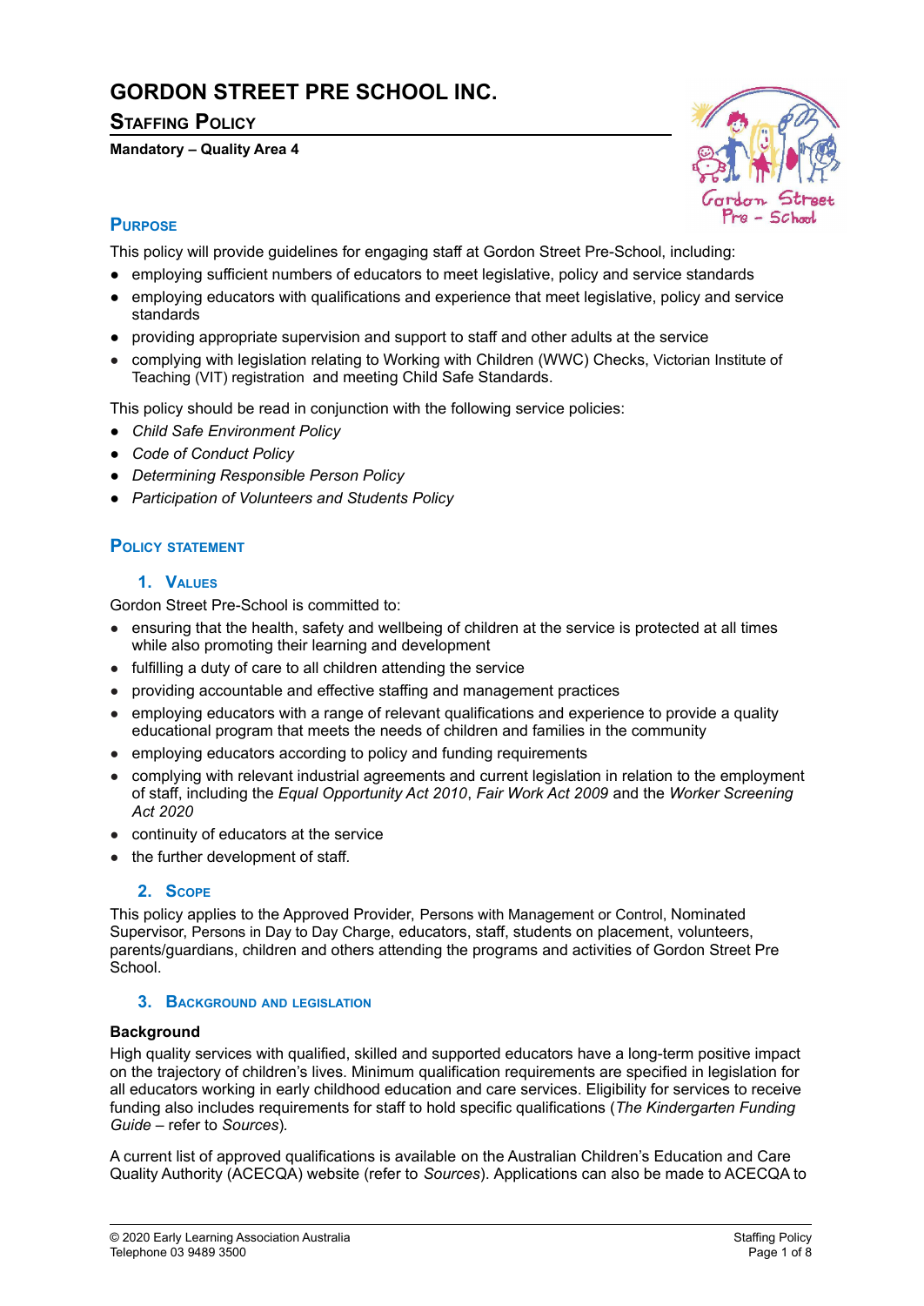# GORDON STREET PRE SCHOOL INC.

## Staffing Policy

**Mandatory – Quality Area 4**

### Purpose

This policy will provide guidelines for engaging staff at Gordon Street Pre-School, including:

- employing sufficient numbers of educators to meet legislative, policy and service standards
- employing educators with qualifications and experience that meet legislative, policy and service standards
- providing appropriate supervision and support to staff and other adults at the service
- complying with legislation relating to Working with Children (WWC) Checks, Victorian Institute of Teaching (VIT) registration and meeting Child Safe Standards.

This policy should be read in conjunction with the following service policies:

- *Child Safe Environment Policy*
- *Code of Conduct Policy*
- *Determining Responsible Person Policy*
- *Participation of Volunteers and Students Policy*

### Policy statement

#### 1. Values

Gordon Street Pre-School is committed to:

- ensuring that the health, safety and wellbeing of children at the service is protected at all times while also promoting their learning and development
- fulfilling a duty of care to all children attending the service
- providing accountable and effective staffing and management practices
- employing educators with a range of relevant qualifications and experience to provide a quality educational program that meets the needs of children and families in the community
- employing educators according to policy and funding requirements
- complying with relevant industrial agreements and current legislation in relation to the employment of staff, including the *Equal Opportunity Act 2010*, *Fair Work Act 2009* and the *Worker Screening Act 2020*
- continuity of educators at the service
- the further development of staff.

#### 2. Scope

This policy applies to the Approved Provider, Persons with Management or Control, Nominated Supervisor, Persons in Day to Day Charge, educators, staff, students on placement, volunteers, parents/guardians, children and others attending the programs and activities of Gordon Street Pre School.

#### 3. Background and legislation

**Background**

High quality services with qualified, skilled and supported educators have a long-term positive impact on the trajectory of children's lives. Minimum qualification requirements are specified in legislation for all educators working in early childhood education and care services. Eligibility for services to receive funding also includes requirements for staff to hold specific qualifications (*The Kindergarten Funding Guide* – refer to *Sources*).

A current list of approved qualifications is available on the Australian Children's Education and Care Quality Authority (ACECQA) website (refer to *Sources*). Applications can also be made to ACECQA to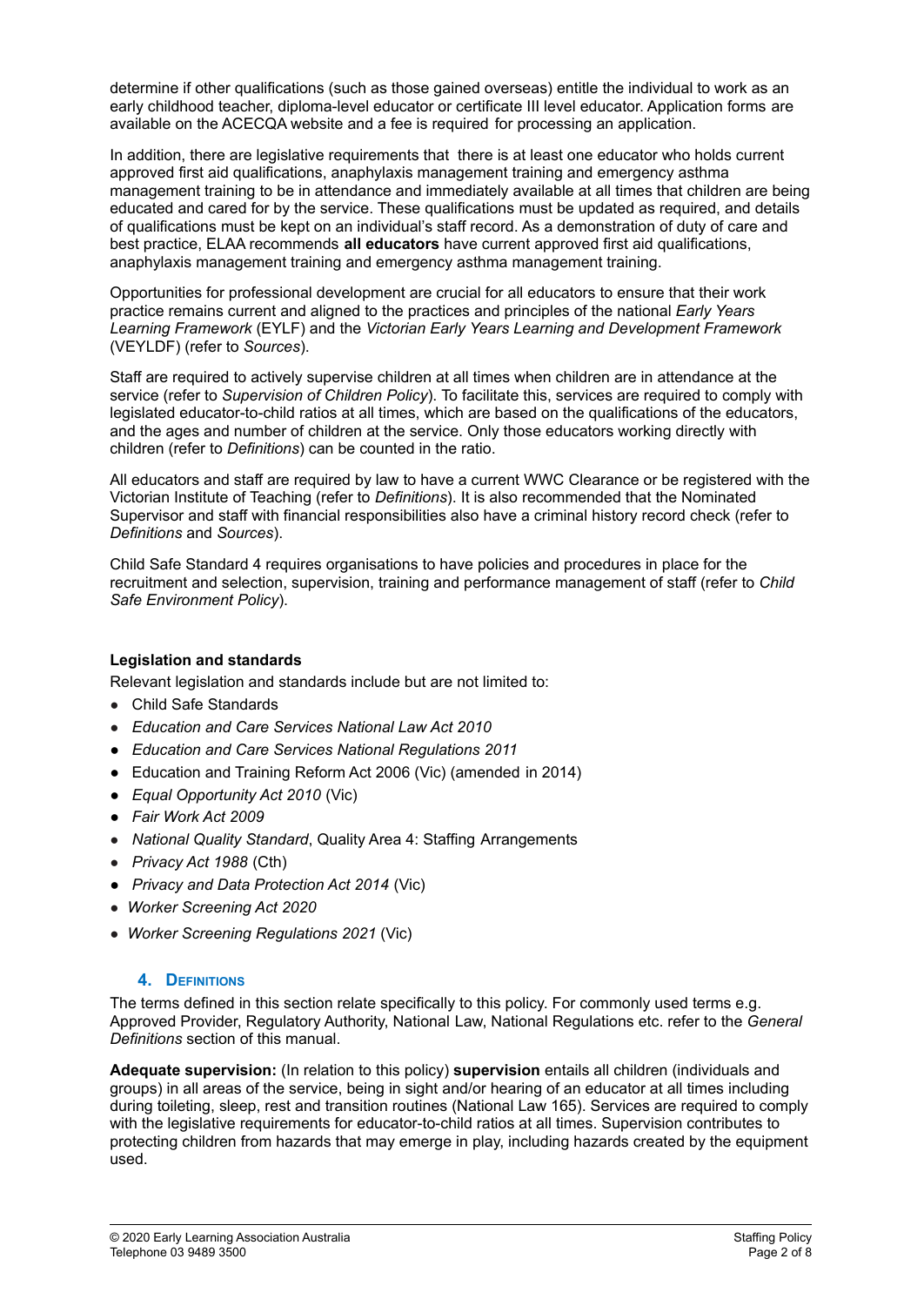determine if other qualifications (such as those gained overseas) entitle the individual to work as an early childhood teacher, diploma-level educator or certificate III level educator. Application forms are available on the ACECQA website and a fee is required for processing an application.

In addition, there are legislative requirements that there is at least one educator who holds current approved first aid qualifications, anaphylaxis management training and emergency asthma management training to be in attendance and immediately available at all times that children are being educated and cared for by the service. These qualifications must be updated as required, and details of qualifications must be kept on an individual's staff record. As a demonstration of duty of care and best practice, ELAA recommends **all educators** have current approved first aid qualifications, anaphylaxis management training and emergency asthma management training.

Opportunities for professional development are crucial for all educators to ensure that their work practice remains current and aligned to the practices and principles of the national *Early Years Learning Framework* (EYLF) and the *Victorian Early Years Learning and Development Framework* (VEYLDF) (refer to *Sources*).

Staff are required to actively supervise children at all times when children are in attendance at the service (refer to *Supervision of Children Policy*). To facilitate this, services are required to comply with legislated educator-to-child ratios at all times, which are based on the qualifications of the educators, and the ages and number of children at the service. Only those educators working directly with children (refer to *Definitions*) can be counted in the ratio.

All educators and staff are required by law to have a current WWC Clearance or be registered with the Victorian Institute of Teaching (refer to *Definitions*). It is also recommended that the Nominated Supervisor and staff with financial responsibilities also have a criminal history record check (refer to *Definitions* and *Sources*).

Child Safe Standard 4 requires organisations to have policies and procedures in place for the recruitment and selection, supervision, training and performance management of staff (refer to *Child Safe Environment Policy*).

**Legislation and standards**

Relevant legislation and standards include but are not limited to:

- Child Safe Standards
- *Education and Care Services National Law Act 2010*
- *Education and Care Services National Regulations 2011*
- Education and Training Reform Act 2006 (Vic) (amended in 2014)
- *Equal Opportunity Act 2010* (Vic)
- *Fair Work Act 2009*
- *National Quality Standard*, Quality Area 4: Staffing Arrangements
- *Privacy Act 1988* (Cth)
- *Privacy and Data Protection Act 2014* (Vic)
- *Worker Screening Act 2020*
- *Worker Screening Regulations 2021* (Vic)

## 4. Definitions

The terms defined in this section relate specifically to this policy. For commonly used terms e.g. Approved Provider, Regulatory Authority, National Law, National Regulations etc. refer to the *General Definitions* section of this manual.

**Adequate supervision:** (In relation to this policy) **supervision** entails all children (individuals and groups) in all areas of the service, being in sight and/or hearing of an educator at all times including during toileting, sleep, rest and transition routines (National Law 165). Services are required to comply with the legislative requirements for educator-to-child ratios at all times. Supervision contributes to protecting children from hazards that may emerge in play, including hazards created by the equipment used.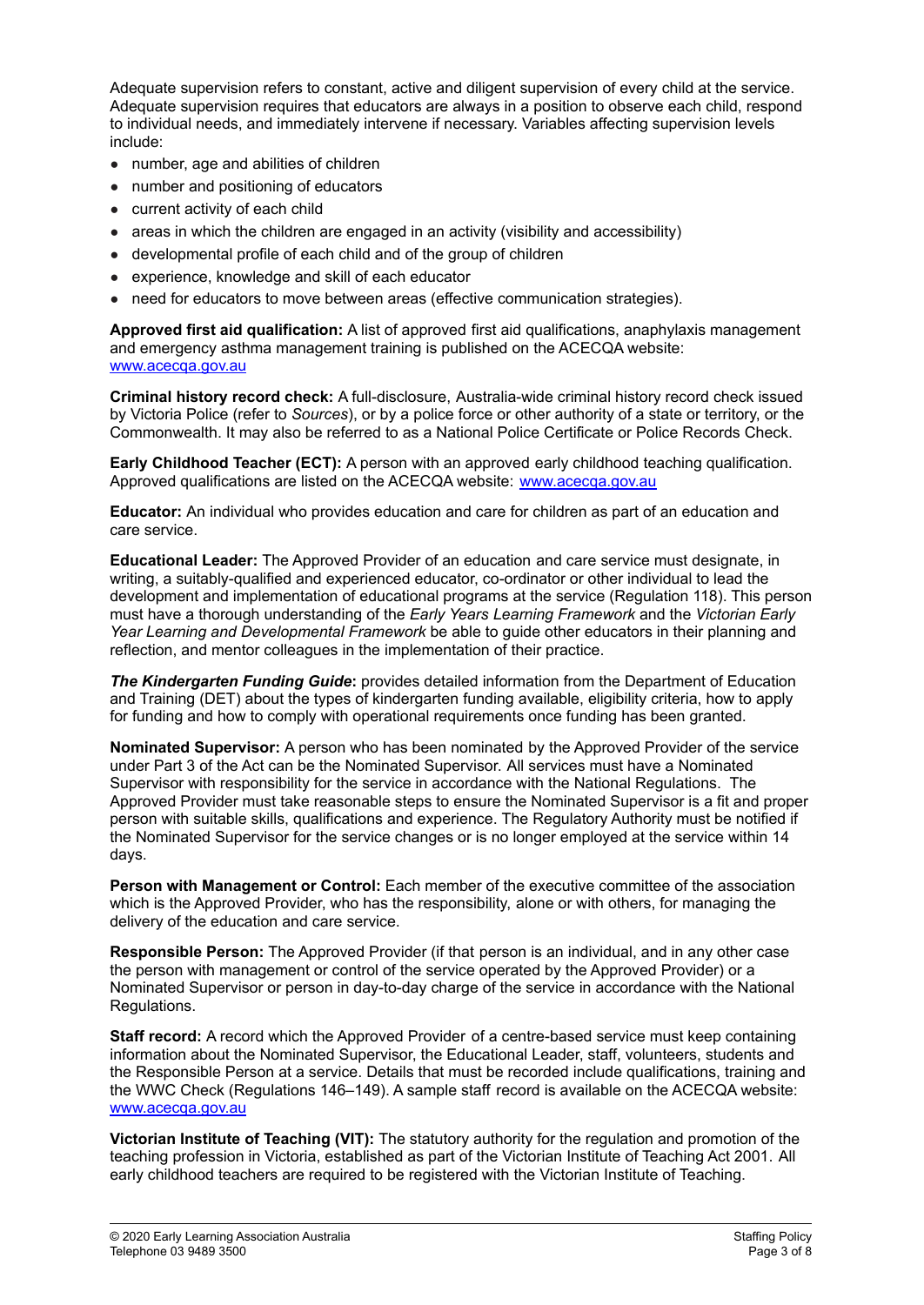Adequate supervision refers to constant, active and diligent supervision of every child at the service. Adequate supervision requires that educators are always in a position to observe each child, respond to individual needs, and immediately intervene if necessary. Variables affecting supervision levels include:

- number, age and abilities of children
- number and positioning of educators
- current activity of each child
- areas in which the children are engaged in an activity (visibility and accessibility)
- developmental profile of each child and of the group of children
- experience, knowledge and skill of each educator
- need for educators to move between areas (effective communication strategies).

**Approved first aid qualification:** A list of approved first aid qualifications, anaphylaxis management and emergency asthma management training is published on the ACECQA website: [www.acecqa.gov.au](http://www.acecqa.gov.au)

**Criminal history record check:** A full-disclosure, Australia-wide criminal history record check issued by Victoria Police (refer to *Sources*), or by a police force or other authority of a state or territory, or the Commonwealth. It may also be referred to as a National Police Certificate or Police Records Check.

**Early Childhood Teacher (ECT):** A person with an approved early childhood teaching qualification. Approved qualifications are listed on the ACECQA website: [www.acecqa.gov.au](http://www.acecqa.gov.au)

**Educator:** An individual who provides education and care for children as part of an education and care service.

**Educational Leader:** The Approved Provider of an education and care service must designate, in writing, a suitably-qualified and experienced educator, co-ordinator or other individual to lead the development and implementation of educational programs at the service (Regulation 118). This person must have a thorough understanding of the *Early Years Learning Framework* and the *Victorian Early Year Learning and Developmental Framework* be able to guide other educators in their planning and reflection, and mentor colleagues in the implementation of their practice.

***The Kindergarten Funding Guide*:** provides detailed information from the Department of Education and Training (DET) about the types of kindergarten funding available, eligibility criteria, how to apply for funding and how to comply with operational requirements once funding has been granted.

**Nominated Supervisor:** A person who has been nominated by the Approved Provider of the service under Part 3 of the Act can be the Nominated Supervisor. All services must have a Nominated Supervisor with responsibility for the service in accordance with the National Regulations. The Approved Provider must take reasonable steps to ensure the Nominated Supervisor is a fit and proper person with suitable skills, qualifications and experience. The Regulatory Authority must be notified if the Nominated Supervisor for the service changes or is no longer employed at the service within 14 days.

**Person with Management or Control:** Each member of the executive committee of the association which is the Approved Provider, who has the responsibility, alone or with others, for managing the delivery of the education and care service.

**Responsible Person:** The Approved Provider (if that person is an individual, and in any other case the person with management or control of the service operated by the Approved Provider) or a Nominated Supervisor or person in day-to-day charge of the service in accordance with the National Regulations.

**Staff record:** A record which the Approved Provider of a centre-based service must keep containing information about the Nominated Supervisor, the Educational Leader, staff, volunteers, students and the Responsible Person at a service. Details that must be recorded include qualifications, training and the WWC Check (Regulations 146–149). A sample staff record is available on the ACECQA website: [www.acecqa.gov.au](http://www.acecqa.gov.au)

**Victorian Institute of Teaching (VIT):** The statutory authority for the regulation and promotion of the teaching profession in Victoria, established as part of the Victorian Institute of Teaching Act 2001. All early childhood teachers are required to be registered with the Victorian Institute of Teaching.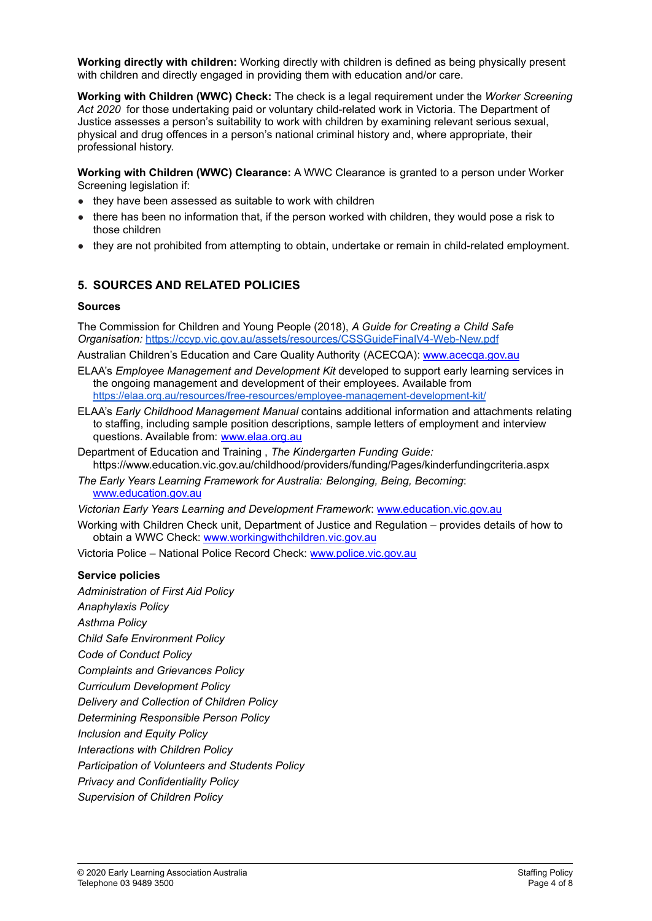**Working directly with children:** Working directly with children is defined as being physically present with children and directly engaged in providing them with education and/or care.

**Working with Children (WWC) Check:** The check is a legal requirement under the *Worker Screening Act 2020* for those undertaking paid or voluntary child-related work in Victoria. The Department of Justice assesses a person's suitability to work with children by examining relevant serious sexual, physical and drug offences in a person's national criminal history and, where appropriate, their professional history.

**Working with Children (WWC) Clearance:** A WWC Clearance is granted to a person under Worker Screening legislation if:

- they have been assessed as suitable to work with children
- there has been no information that, if the person worked with children, they would pose a risk to those children
- they are not prohibited from attempting to obtain, undertake or remain in child-related employment.

## 5. SOURCES AND RELATED POLICIES

### Sources

The Commission for Children and Young People (2018), *A Guide for Creating a Child Safe Organisation:* https://ccyp.vic.gov.au/assets/resources/CSSGuideFinalV4-Web-New.pdf

Australian Children's Education and Care Quality Authority (ACECQA): www.acecqa.gov.au

ELAA's *Employee Management and Development Kit* developed to support early learning services in the ongoing management and development of their employees. Available from https://elaa.org.au/resources/free-resources/employee-management-development-kit/

ELAA's *Early Childhood Management Manual* contains additional information and attachments relating to staffing, including sample position descriptions, sample letters of employment and interview questions. Available from: www.elaa.org.au

Department of Education and Training , *The Kindergarten Funding Guide:* https://www.education.vic.gov.au/childhood/providers/funding/Pages/kinderfundingcriteria.aspx

*The Early Years Learning Framework for Australia: Belonging, Being, Becoming*: www.education.gov.au

*Victorian Early Years Learning and Development Framework*: www.education.vic.gov.au

Working with Children Check unit, Department of Justice and Regulation – provides details of how to obtain a WWC Check: www.workingwithchildren.vic.gov.au

Victoria Police – National Police Record Check: www.police.vic.gov.au

### Service policies

*Administration of First Aid Policy*
*Anaphylaxis Policy*
*Asthma Policy*
*Child Safe Environment Policy*
*Code of Conduct Policy*
*Complaints and Grievances Policy*
*Curriculum Development Policy*
*Delivery and Collection of Children Policy*
*Determining Responsible Person Policy*
*Inclusion and Equity Policy*
*Interactions with Children Policy*
*Participation of Volunteers and Students Policy*
*Privacy and Confidentiality Policy*
*Supervision of Children Policy*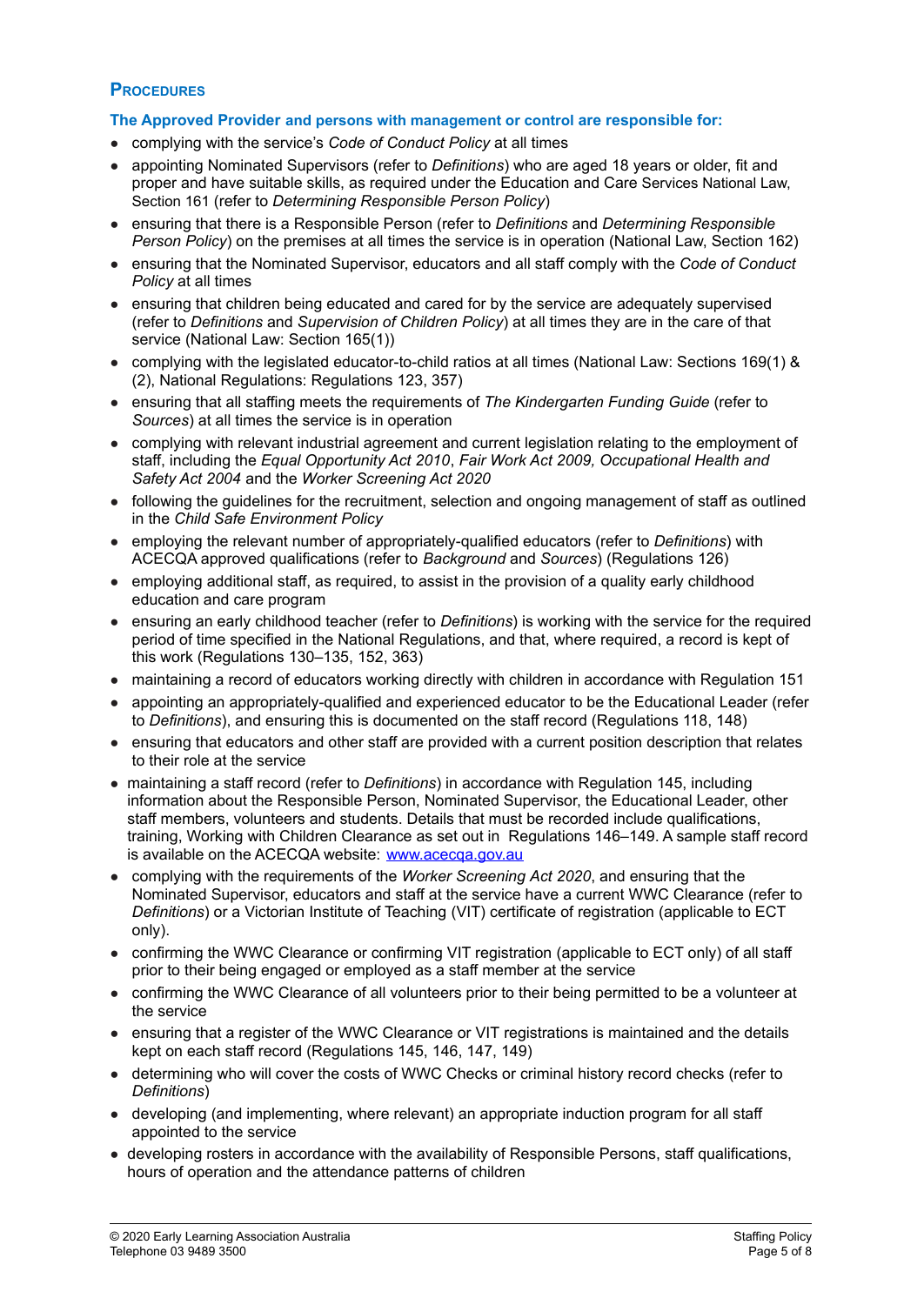## PROCEDURES

### The Approved Provider and persons with management or control are responsible for:

- complying with the service's *Code of Conduct Policy* at all times
- appointing Nominated Supervisors (refer to *Definitions*) who are aged 18 years or older, fit and proper and have suitable skills, as required under the Education and Care Services National Law, Section 161 (refer to *Determining Responsible Person Policy*)
- ensuring that there is a Responsible Person (refer to *Definitions* and *Determining Responsible Person Policy*) on the premises at all times the service is in operation (National Law, Section 162)
- ensuring that the Nominated Supervisor, educators and all staff comply with the *Code of Conduct Policy* at all times
- ensuring that children being educated and cared for by the service are adequately supervised (refer to *Definitions* and *Supervision of Children Policy*) at all times they are in the care of that service (National Law: Section 165(1))
- complying with the legislated educator-to-child ratios at all times (National Law: Sections 169(1) & (2), National Regulations: Regulations 123, 357)
- ensuring that all staffing meets the requirements of *The Kindergarten Funding Guide* (refer to *Sources*) at all times the service is in operation
- complying with relevant industrial agreement and current legislation relating to the employment of staff, including the *Equal Opportunity Act 2010*, *Fair Work Act 2009, Occupational Health and Safety Act 2004* and the *Worker Screening Act 2020*
- following the guidelines for the recruitment, selection and ongoing management of staff as outlined in the *Child Safe Environment Policy*
- employing the relevant number of appropriately-qualified educators (refer to *Definitions*) with ACECQA approved qualifications (refer to *Background* and *Sources*) (Regulations 126)
- employing additional staff, as required, to assist in the provision of a quality early childhood education and care program
- ensuring an early childhood teacher (refer to *Definitions*) is working with the service for the required period of time specified in the National Regulations, and that, where required, a record is kept of this work (Regulations 130–135, 152, 363)
- maintaining a record of educators working directly with children in accordance with Regulation 151
- appointing an appropriately-qualified and experienced educator to be the Educational Leader (refer to *Definitions*), and ensuring this is documented on the staff record (Regulations 118, 148)
- ensuring that educators and other staff are provided with a current position description that relates to their role at the service
- maintaining a staff record (refer to *Definitions*) in accordance with Regulation 145, including information about the Responsible Person, Nominated Supervisor, the Educational Leader, other staff members, volunteers and students. Details that must be recorded include qualifications, training, Working with Children Clearance as set out in Regulations 146–149. A sample staff record is available on the ACECQA website: [www.acecqa.gov.au](http://www.acecqa.gov.au)
- complying with the requirements of the *Worker Screening Act 2020*, and ensuring that the Nominated Supervisor, educators and staff at the service have a current WWC Clearance (refer to *Definitions*) or a Victorian Institute of Teaching (VIT) certificate of registration (applicable to ECT only).
- confirming the WWC Clearance or confirming VIT registration (applicable to ECT only) of all staff prior to their being engaged or employed as a staff member at the service
- confirming the WWC Clearance of all volunteers prior to their being permitted to be a volunteer at the service
- ensuring that a register of the WWC Clearance or VIT registrations is maintained and the details kept on each staff record (Regulations 145, 146, 147, 149)
- determining who will cover the costs of WWC Checks or criminal history record checks (refer to *Definitions*)
- developing (and implementing, where relevant) an appropriate induction program for all staff appointed to the service
- developing rosters in accordance with the availability of Responsible Persons, staff qualifications, hours of operation and the attendance patterns of children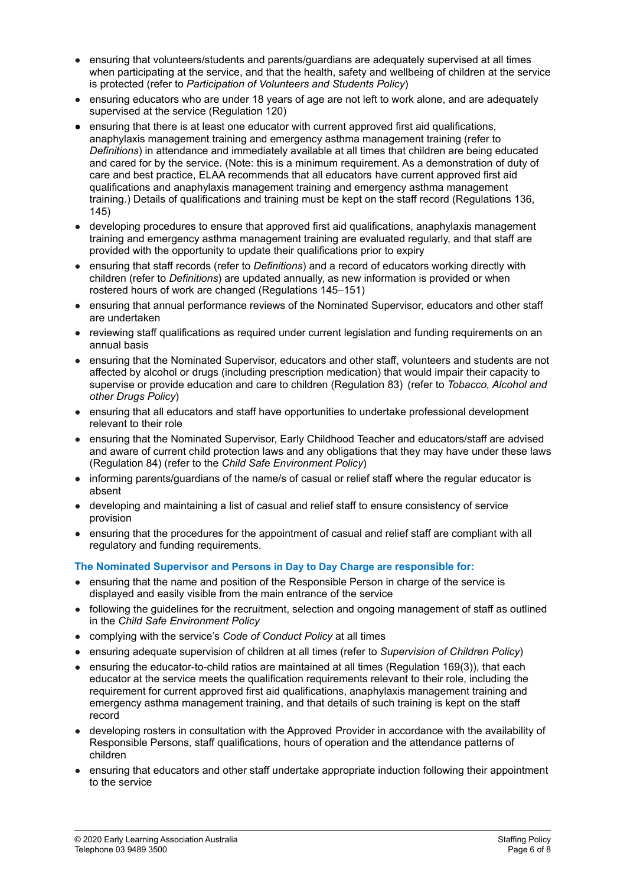- ensuring that volunteers/students and parents/guardians are adequately supervised at all times when participating at the service, and that the health, safety and wellbeing of children at the service is protected (refer to *Participation of Volunteers and Students Policy*)
- ensuring educators who are under 18 years of age are not left to work alone, and are adequately supervised at the service (Regulation 120)
- ensuring that there is at least one educator with current approved first aid qualifications, anaphylaxis management training and emergency asthma management training (refer to *Definitions*) in attendance and immediately available at all times that children are being educated and cared for by the service. (Note: this is a minimum requirement. As a demonstration of duty of care and best practice, ELAA recommends that all educators have current approved first aid qualifications and anaphylaxis management training and emergency asthma management training.) Details of qualifications and training must be kept on the staff record (Regulations 136, 145)
- developing procedures to ensure that approved first aid qualifications, anaphylaxis management training and emergency asthma management training are evaluated regularly, and that staff are provided with the opportunity to update their qualifications prior to expiry
- ensuring that staff records (refer to *Definitions*) and a record of educators working directly with children (refer to *Definitions*) are updated annually, as new information is provided or when rostered hours of work are changed (Regulations 145–151)
- ensuring that annual performance reviews of the Nominated Supervisor, educators and other staff are undertaken
- reviewing staff qualifications as required under current legislation and funding requirements on an annual basis
- ensuring that the Nominated Supervisor, educators and other staff, volunteers and students are not affected by alcohol or drugs (including prescription medication) that would impair their capacity to supervise or provide education and care to children (Regulation 83) (refer to *Tobacco, Alcohol and other Drugs Policy*)
- ensuring that all educators and staff have opportunities to undertake professional development relevant to their role
- ensuring that the Nominated Supervisor, Early Childhood Teacher and educators/staff are advised and aware of current child protection laws and any obligations that they may have under these laws (Regulation 84) (refer to the *Child Safe Environment Policy*)
- informing parents/guardians of the name/s of casual or relief staff where the regular educator is absent
- developing and maintaining a list of casual and relief staff to ensure consistency of service provision
- ensuring that the procedures for the appointment of casual and relief staff are compliant with all regulatory and funding requirements.

#### The Nominated Supervisor and Persons in Day to Day Charge are responsible for:

- ensuring that the name and position of the Responsible Person in charge of the service is displayed and easily visible from the main entrance of the service
- following the guidelines for the recruitment, selection and ongoing management of staff as outlined in the *Child Safe Environment Policy*
- complying with the service's *Code of Conduct Policy* at all times
- ensuring adequate supervision of children at all times (refer to *Supervision of Children Policy*)
- ensuring the educator-to-child ratios are maintained at all times (Regulation 169(3)), that each educator at the service meets the qualification requirements relevant to their role, including the requirement for current approved first aid qualifications, anaphylaxis management training and emergency asthma management training, and that details of such training is kept on the staff record
- developing rosters in consultation with the Approved Provider in accordance with the availability of Responsible Persons, staff qualifications, hours of operation and the attendance patterns of children
- ensuring that educators and other staff undertake appropriate induction following their appointment to the service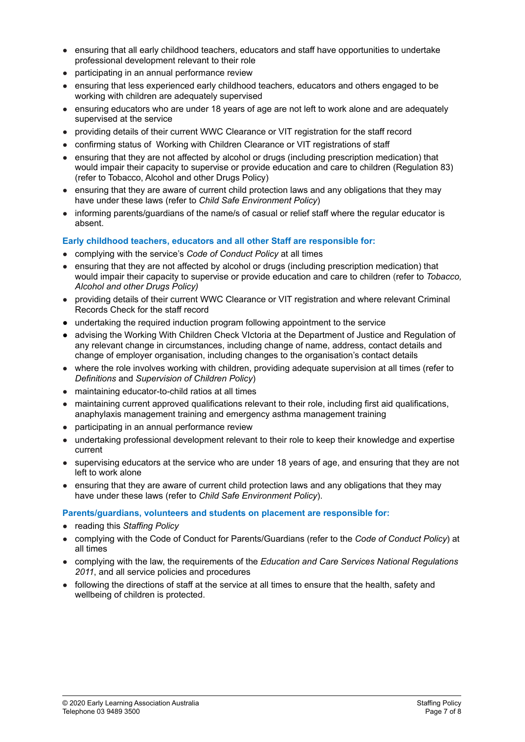- ensuring that all early childhood teachers, educators and staff have opportunities to undertake professional development relevant to their role
- participating in an annual performance review
- ensuring that less experienced early childhood teachers, educators and others engaged to be working with children are adequately supervised
- ensuring educators who are under 18 years of age are not left to work alone and are adequately supervised at the service
- providing details of their current WWC Clearance or VIT registration for the staff record
- confirming status of Working with Children Clearance or VIT registrations of staff
- ensuring that they are not affected by alcohol or drugs (including prescription medication) that would impair their capacity to supervise or provide education and care to children (Regulation 83) (refer to Tobacco, Alcohol and other Drugs Policy)
- ensuring that they are aware of current child protection laws and any obligations that they may have under these laws (refer to *Child Safe Environment Policy*)
- informing parents/guardians of the name/s of casual or relief staff where the regular educator is absent.

### Early childhood teachers, educators and all other Staff are responsible for:

- complying with the service's *Code of Conduct Policy* at all times
- ensuring that they are not affected by alcohol or drugs (including prescription medication) that would impair their capacity to supervise or provide education and care to children (refer to *Tobacco, Alcohol and other Drugs Policy)*
- providing details of their current WWC Clearance or VIT registration and where relevant Criminal Records Check for the staff record
- undertaking the required induction program following appointment to the service
- advising the Working With Children Check VIctoria at the Department of Justice and Regulation of any relevant change in circumstances, including change of name, address, contact details and change of employer organisation, including changes to the organisation's contact details
- where the role involves working with children, providing adequate supervision at all times (refer to *Definitions* and *Supervision of Children Policy*)
- maintaining educator-to-child ratios at all times
- maintaining current approved qualifications relevant to their role, including first aid qualifications, anaphylaxis management training and emergency asthma management training
- participating in an annual performance review
- undertaking professional development relevant to their role to keep their knowledge and expertise current
- supervising educators at the service who are under 18 years of age, and ensuring that they are not left to work alone
- ensuring that they are aware of current child protection laws and any obligations that they may have under these laws (refer to *Child Safe Environment Policy*).

### Parents/guardians, volunteers and students on placement are responsible for:

- reading this *Staffing Policy*
- complying with the Code of Conduct for Parents/Guardians (refer to the *Code of Conduct Policy*) at all times
- complying with the law, the requirements of the *Education and Care Services National Regulations 2011*, and all service policies and procedures
- following the directions of staff at the service at all times to ensure that the health, safety and wellbeing of children is protected.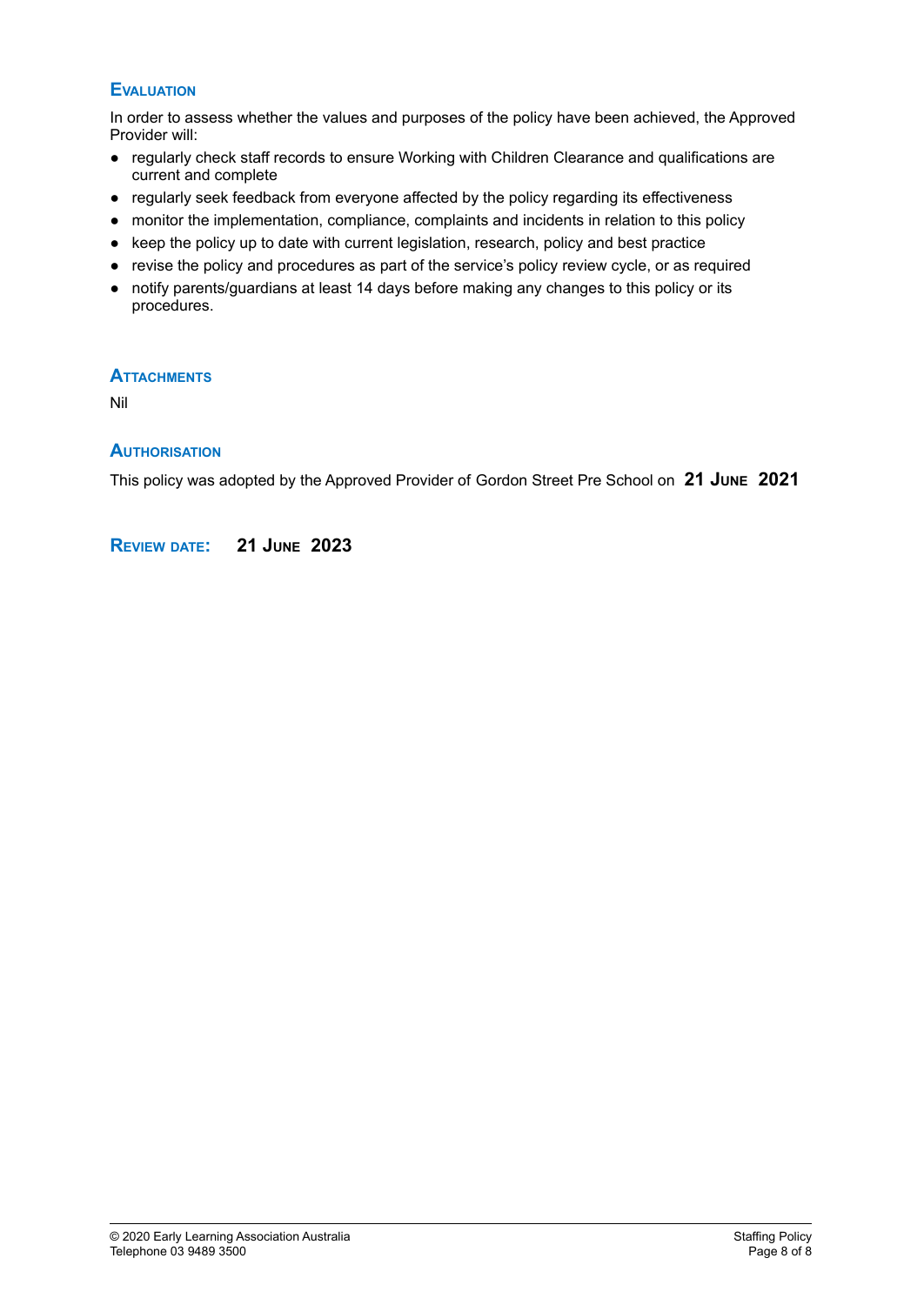## Evaluation

In order to assess whether the values and purposes of the policy have been achieved, the Approved Provider will:

- regularly check staff records to ensure Working with Children Clearance and qualifications are current and complete
- regularly seek feedback from everyone affected by the policy regarding its effectiveness
- monitor the implementation, compliance, complaints and incidents in relation to this policy
- keep the policy up to date with current legislation, research, policy and best practice
- revise the policy and procedures as part of the service's policy review cycle, or as required
- notify parents/guardians at least 14 days before making any changes to this policy or its procedures.

## Attachments

Nil

## Authorisation

This policy was adopted by the Approved Provider of Gordon Street Pre School on **21 June 2021**

## Review date: **21 June 2023**